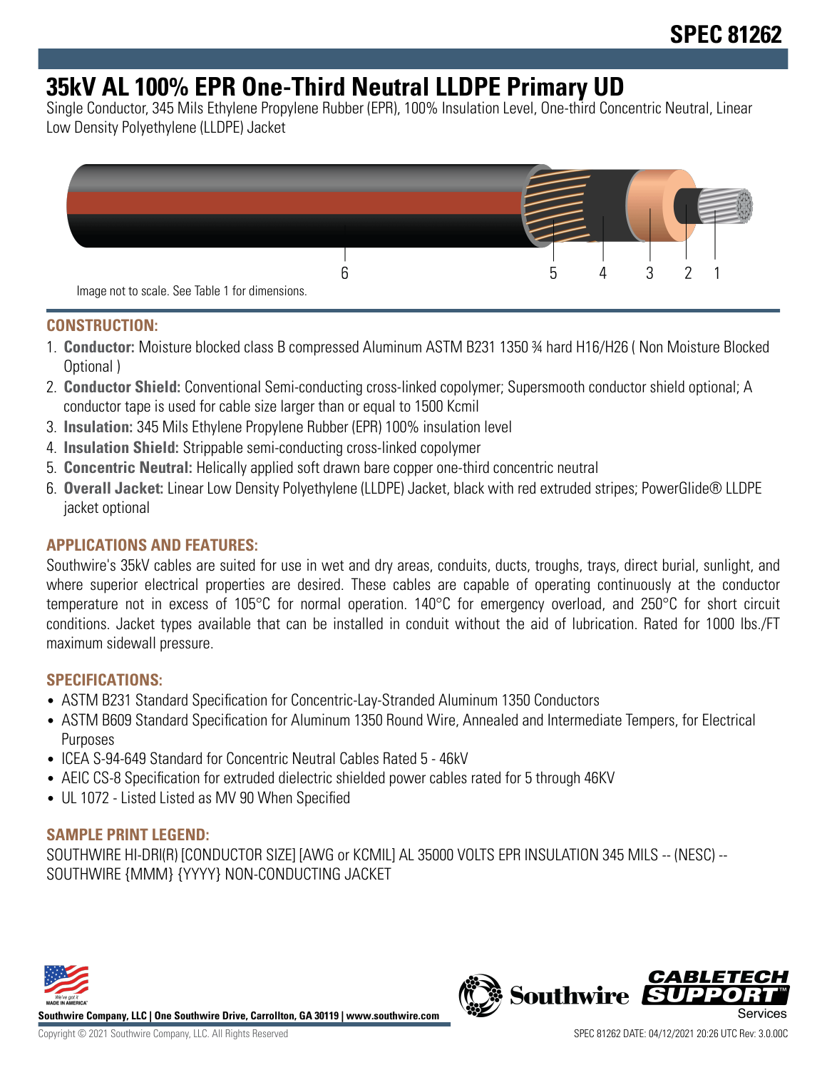# SPEC 81262

# 35kV AL 100% EPR One-Third Neutral LLDPE Primary UD

Single Conductor, 345 Mils Ethylene Propylene Rubber (EPR), 100% Insulation Level, One-third Concentric Neutral, Linear Low Density Polyethylene (LLDPE) Jacket

6 5 4 3 2 1

Image not to scale. See Table 1 for dimensions.

## CONSTRUCTION:

1. **Conductor:** Moisture blocked class B compressed Aluminum ASTM B231 1350 ¾ hard H16/H26 ( Non Moisture Blocked Optional )
2. **Conductor Shield:** Conventional Semi-conducting cross-linked copolymer; Supersmooth conductor shield optional; A conductor tape is used for cable size larger than or equal to 1500 Kcmil
3. **Insulation:** 345 Mils Ethylene Propylene Rubber (EPR) 100% insulation level
4. **Insulation Shield:** Strippable semi-conducting cross-linked copolymer
5. **Concentric Neutral:** Helically applied soft drawn bare copper one-third concentric neutral
6. **Overall Jacket:** Linear Low Density Polyethylene (LLDPE) Jacket, black with red extruded stripes; PowerGlide® LLDPE jacket optional

## APPLICATIONS AND FEATURES:

Southwire's 35kV cables are suited for use in wet and dry areas, conduits, ducts, troughs, trays, direct burial, sunlight, and where superior electrical properties are desired. These cables are capable of operating continuously at the conductor temperature not in excess of 105°C for normal operation. 140°C for emergency overload, and 250°C for short circuit conditions. Jacket types available that can be installed in conduit without the aid of lubrication. Rated for 1000 lbs./FT maximum sidewall pressure.

## SPECIFICATIONS:

- ASTM B231 Standard Specification for Concentric-Lay-Stranded Aluminum 1350 Conductors
- ASTM B609 Standard Specification for Aluminum 1350 Round Wire, Annealed and Intermediate Tempers, for Electrical Purposes
- ICEA S-94-649 Standard for Concentric Neutral Cables Rated 5 - 46kV
- AEIC CS-8 Specification for extruded dielectric shielded power cables rated for 5 through 46KV
- UL 1072 - Listed Listed as MV 90 When Specified

## SAMPLE PRINT LEGEND:

SOUTHWIRE HI-DRI(R) [CONDUCTOR SIZE] [AWG or KCMIL] AL 35000 VOLTS EPR INSULATION 345 MILS -- (NESC) -- SOUTHWIRE {MMM} {YYYY} NON-CONDUCTING JACKET

**Southwire Company, LLC | One Southwire Drive, Carrollton, GA 30119 | www.southwire.com**

Copyright © 2021 Southwire Company, LLC. All Rights Reserved

SPEC 81262 DATE: 04/12/2021 20:26 UTC Rev: 3.0.00C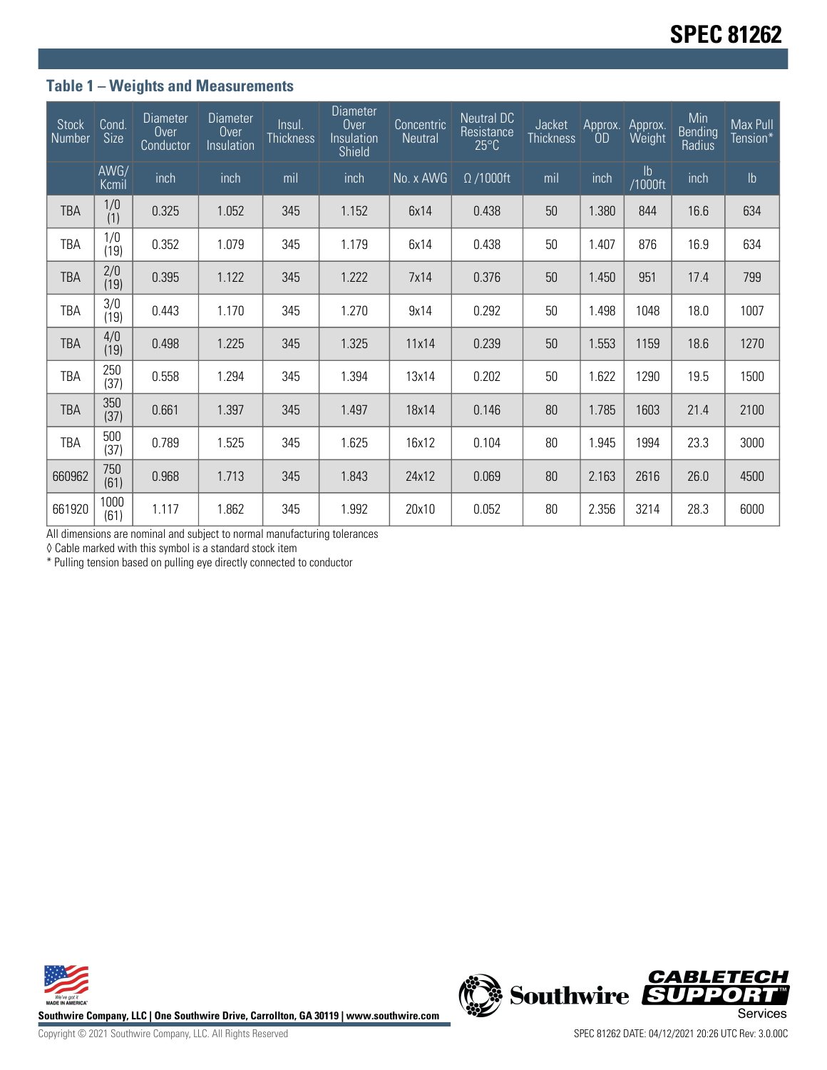## Table 1 – Weights and Measurements

| Stock Number | Cond. Size | Diameter Over Conductor | Diameter Over Insulation | Insul. Thickness | Diameter Over Insulation Shield | Concentric Neutral | Neutral DC Resistance 25°C | Jacket Thickness | Approx. OD | Approx. Weight | Min Bending Radius | Max Pull Tension* |
|---|---|---|---|---|---|---|---|---|---|---|---|---|
| | AWG/ Kcmil | inch | inch | mil | inch | No. x AWG | Ω /1000ft | mil | inch | lb /1000ft | inch | lb |
| TBA | 1/0 (1) | 0.325 | 1.052 | 345 | 1.152 | 6x14 | 0.438 | 50 | 1.380 | 844 | 16.6 | 634 |
| TBA | 1/0 (19) | 0.352 | 1.079 | 345 | 1.179 | 6x14 | 0.438 | 50 | 1.407 | 876 | 16.9 | 634 |
| TBA | 2/0 (19) | 0.395 | 1.122 | 345 | 1.222 | 7x14 | 0.376 | 50 | 1.450 | 951 | 17.4 | 799 |
| TBA | 3/0 (19) | 0.443 | 1.170 | 345 | 1.270 | 9x14 | 0.292 | 50 | 1.498 | 1048 | 18.0 | 1007 |
| TBA | 4/0 (19) | 0.498 | 1.225 | 345 | 1.325 | 11x14 | 0.239 | 50 | 1.553 | 1159 | 18.6 | 1270 |
| TBA | 250 (37) | 0.558 | 1.294 | 345 | 1.394 | 13x14 | 0.202 | 50 | 1.622 | 1290 | 19.5 | 1500 |
| TBA | 350 (37) | 0.661 | 1.397 | 345 | 1.497 | 18x14 | 0.146 | 80 | 1.785 | 1603 | 21.4 | 2100 |
| TBA | 500 (37) | 0.789 | 1.525 | 345 | 1.625 | 16x12 | 0.104 | 80 | 1.945 | 1994 | 23.3 | 3000 |
| 660962 | 750 (61) | 0.968 | 1.713 | 345 | 1.843 | 24x12 | 0.069 | 80 | 2.163 | 2616 | 26.0 | 4500 |
| 661920 | 1000 (61) | 1.117 | 1.862 | 345 | 1.992 | 20x10 | 0.052 | 80 | 2.356 | 3214 | 28.3 | 6000 |

All dimensions are nominal and subject to normal manufacturing tolerances

◊ Cable marked with this symbol is a standard stock item

* Pulling tension based on pulling eye directly connected to conductor

Southwire Company, LLC | One Southwire Drive, Carrollton, GA 30119 | www.southwire.com

Copyright © 2021 Southwire Company, LLC. All Rights Reserved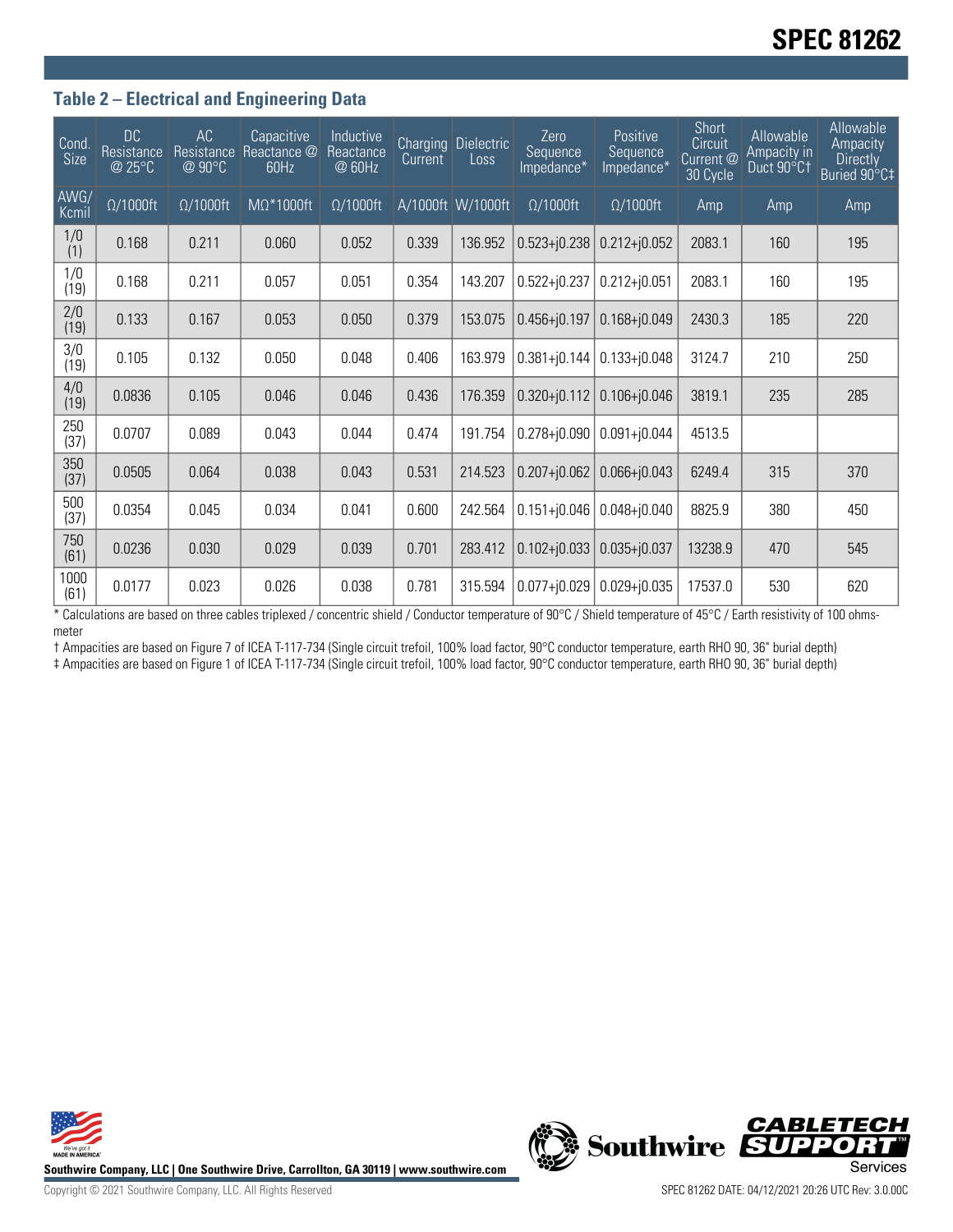## Table 2 – Electrical and Engineering Data

| Cond. Size | DC Resistance @ 25°C | AC Resistance @ 90°C | Capacitive Reactance @ 60Hz | Inductive Reactance @ 60Hz | Charging Current | Dielectric Loss | Zero Sequence Impedance* | Positive Sequence Impedance* | Short Circuit Current @ 30 Cycle | Allowable Ampacity in Duct 90°C† | Allowable Ampacity Directly Buried 90°C‡ |
|---|---|---|---|---|---|---|---|---|---|---|---|
| AWG/ Kcmil | Ω/1000ft | Ω/1000ft | MΩ*1000ft | Ω/1000ft | A/1000ft | W/1000ft | Ω/1000ft | Ω/1000ft | Amp | Amp | Amp |
| 1/0 (1) | 0.168 | 0.211 | 0.060 | 0.052 | 0.339 | 136.952 | 0.523+j0.238 | 0.212+j0.052 | 2083.1 | 160 | 195 |
| 1/0 (19) | 0.168 | 0.211 | 0.057 | 0.051 | 0.354 | 143.207 | 0.522+j0.237 | 0.212+j0.051 | 2083.1 | 160 | 195 |
| 2/0 (19) | 0.133 | 0.167 | 0.053 | 0.050 | 0.379 | 153.075 | 0.456+j0.197 | 0.168+j0.049 | 2430.3 | 185 | 220 |
| 3/0 (19) | 0.105 | 0.132 | 0.050 | 0.048 | 0.406 | 163.979 | 0.381+j0.144 | 0.133+j0.048 | 3124.7 | 210 | 250 |
| 4/0 (19) | 0.0836 | 0.105 | 0.046 | 0.046 | 0.436 | 176.359 | 0.320+j0.112 | 0.106+j0.046 | 3819.1 | 235 | 285 |
| 250 (37) | 0.0707 | 0.089 | 0.043 | 0.044 | 0.474 | 191.754 | 0.278+j0.090 | 0.091+j0.044 | 4513.5 | | |
| 350 (37) | 0.0505 | 0.064 | 0.038 | 0.043 | 0.531 | 214.523 | 0.207+j0.062 | 0.066+j0.043 | 6249.4 | 315 | 370 |
| 500 (37) | 0.0354 | 0.045 | 0.034 | 0.041 | 0.600 | 242.564 | 0.151+j0.046 | 0.048+j0.040 | 8825.9 | 380 | 450 |
| 750 (61) | 0.0236 | 0.030 | 0.029 | 0.039 | 0.701 | 283.412 | 0.102+j0.033 | 0.035+j0.037 | 13238.9 | 470 | 545 |
| 1000 (61) | 0.0177 | 0.023 | 0.026 | 0.038 | 0.781 | 315.594 | 0.077+j0.029 | 0.029+j0.035 | 17537.0 | 530 | 620 |

* Calculations are based on three cables triplexed / concentric shield / Conductor temperature of 90°C / Shield temperature of 45°C / Earth resistivity of 100 ohms-meter

† Ampacities are based on Figure 7 of ICEA T-117-734 (Single circuit trefoil, 100% load factor, 90°C conductor temperature, earth RHO 90, 36" burial depth)

‡ Ampacities are based on Figure 1 of ICEA T-117-734 (Single circuit trefoil, 100% load factor, 90°C conductor temperature, earth RHO 90, 36" burial depth)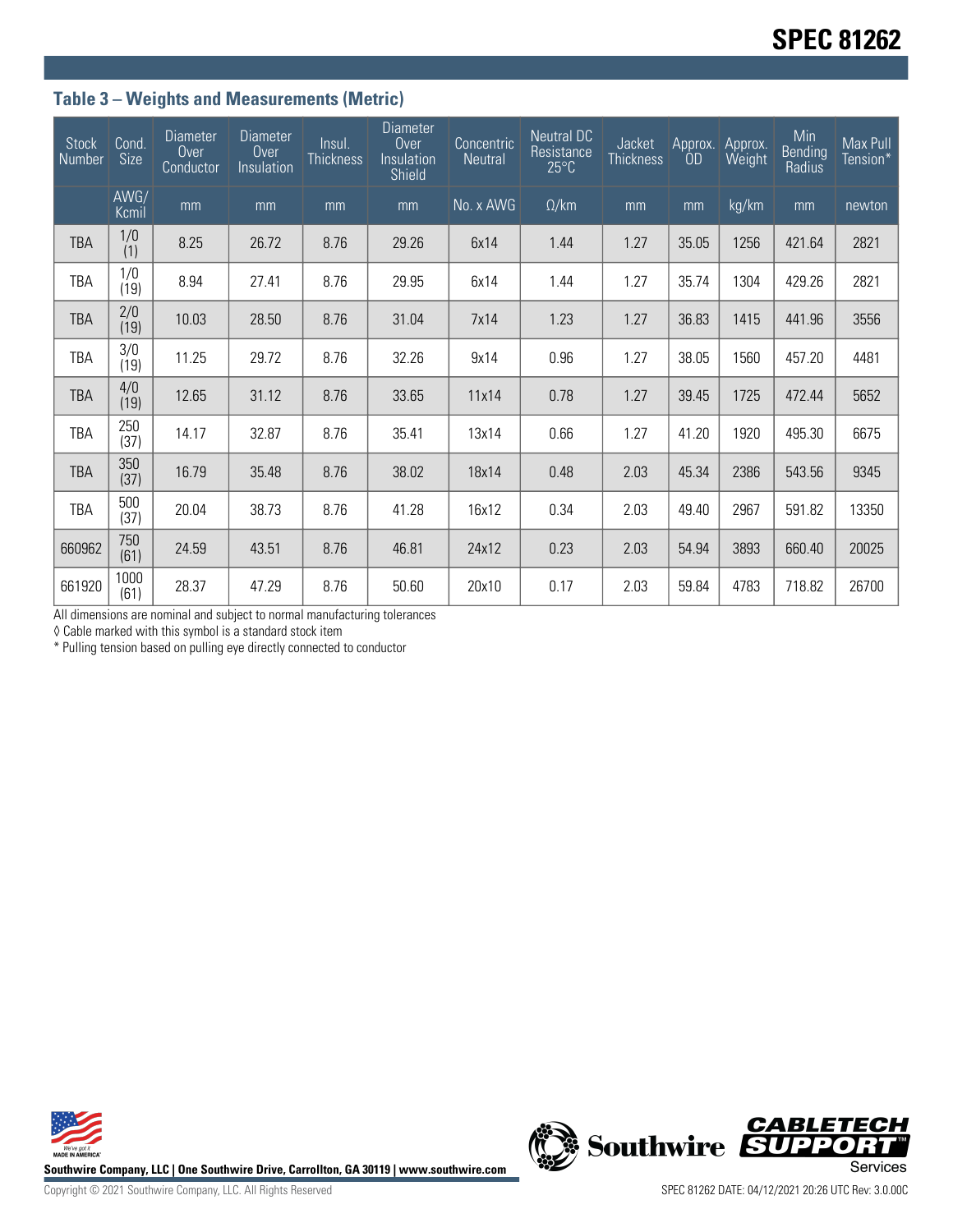## Table 3 – Weights and Measurements (Metric)

| Stock Number | Cond. Size | Diameter Over Conductor | Diameter Over Insulation | Insul. Thickness | Diameter Over Insulation Shield | Concentric Neutral | Neutral DC Resistance 25°C | Jacket Thickness | Approx. OD | Approx. Weight | Min Bending Radius | Max Pull Tension* |
|---|---|---|---|---|---|---|---|---|---|---|---|---|
| | AWG/ Kcmil | mm | mm | mm | mm | No. x AWG | Ω/km | mm | mm | kg/km | mm | newton |
| TBA | 1/0 (1) | 8.25 | 26.72 | 8.76 | 29.26 | 6x14 | 1.44 | 1.27 | 35.05 | 1256 | 421.64 | 2821 |
| TBA | 1/0 (19) | 8.94 | 27.41 | 8.76 | 29.95 | 6x14 | 1.44 | 1.27 | 35.74 | 1304 | 429.26 | 2821 |
| TBA | 2/0 (19) | 10.03 | 28.50 | 8.76 | 31.04 | 7x14 | 1.23 | 1.27 | 36.83 | 1415 | 441.96 | 3556 |
| TBA | 3/0 (19) | 11.25 | 29.72 | 8.76 | 32.26 | 9x14 | 0.96 | 1.27 | 38.05 | 1560 | 457.20 | 4481 |
| TBA | 4/0 (19) | 12.65 | 31.12 | 8.76 | 33.65 | 11x14 | 0.78 | 1.27 | 39.45 | 1725 | 472.44 | 5652 |
| TBA | 250 (37) | 14.17 | 32.87 | 8.76 | 35.41 | 13x14 | 0.66 | 1.27 | 41.20 | 1920 | 495.30 | 6675 |
| TBA | 350 (37) | 16.79 | 35.48 | 8.76 | 38.02 | 18x14 | 0.48 | 2.03 | 45.34 | 2386 | 543.56 | 9345 |
| TBA | 500 (37) | 20.04 | 38.73 | 8.76 | 41.28 | 16x12 | 0.34 | 2.03 | 49.40 | 2967 | 591.82 | 13350 |
| 660962 | 750 (61) | 24.59 | 43.51 | 8.76 | 46.81 | 24x12 | 0.23 | 2.03 | 54.94 | 3893 | 660.40 | 20025 |
| 661920 | 1000 (61) | 28.37 | 47.29 | 8.76 | 50.60 | 20x10 | 0.17 | 2.03 | 59.84 | 4783 | 718.82 | 26700 |

All dimensions are nominal and subject to normal manufacturing tolerances

◊ Cable marked with this symbol is a standard stock item

* Pulling tension based on pulling eye directly connected to conductor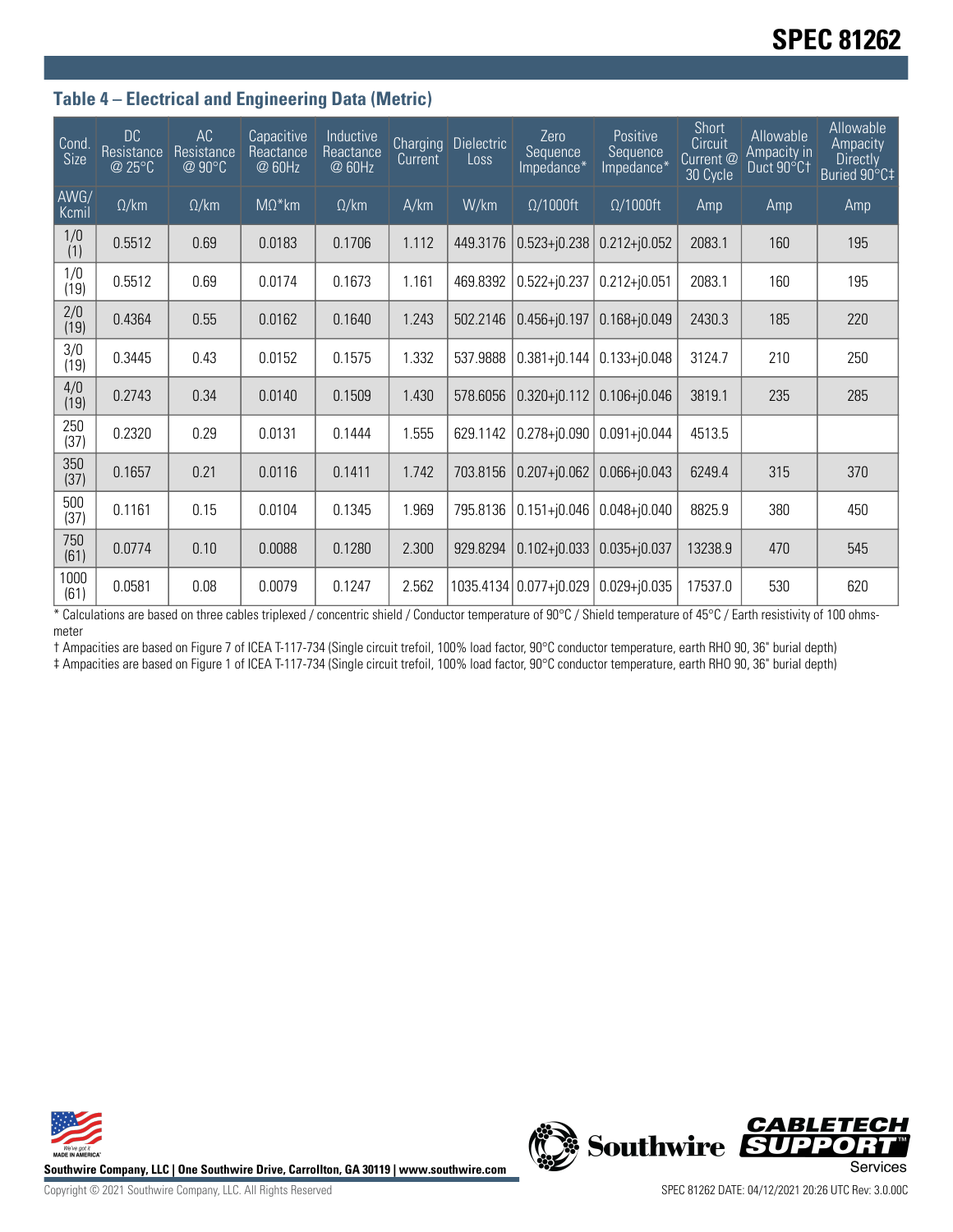### Table 4 – Electrical and Engineering Data (Metric)

| Cond. Size | DC Resistance @ 25°C | AC Resistance @ 90°C | Capacitive Reactance @ 60Hz | Inductive Reactance @ 60Hz | Charging Current | Dielectric Loss | Zero Sequence Impedance* | Positive Sequence Impedance* | Short Circuit Current @ 30 Cycle | Allowable Ampacity in Duct 90°C† | Allowable Ampacity Directly Buried 90°C‡ |
|---|---|---|---|---|---|---|---|---|---|---|---|
| AWG/ Kcmil | Ω/km | Ω/km | MΩ*km | Ω/km | A/km | W/km | Ω/1000ft | Ω/1000ft | Amp | Amp | Amp |
| 1/0 (1) | 0.5512 | 0.69 | 0.0183 | 0.1706 | 1.112 | 449.3176 | 0.523+j0.238 | 0.212+j0.052 | 2083.1 | 160 | 195 |
| 1/0 (19) | 0.5512 | 0.69 | 0.0174 | 0.1673 | 1.161 | 469.8392 | 0.522+j0.237 | 0.212+j0.051 | 2083.1 | 160 | 195 |
| 2/0 (19) | 0.4364 | 0.55 | 0.0162 | 0.1640 | 1.243 | 502.2146 | 0.456+j0.197 | 0.168+j0.049 | 2430.3 | 185 | 220 |
| 3/0 (19) | 0.3445 | 0.43 | 0.0152 | 0.1575 | 1.332 | 537.9888 | 0.381+j0.144 | 0.133+j0.048 | 3124.7 | 210 | 250 |
| 4/0 (19) | 0.2743 | 0.34 | 0.0140 | 0.1509 | 1.430 | 578.6056 | 0.320+j0.112 | 0.106+j0.046 | 3819.1 | 235 | 285 |
| 250 (37) | 0.2320 | 0.29 | 0.0131 | 0.1444 | 1.555 | 629.1142 | 0.278+j0.090 | 0.091+j0.044 | 4513.5 | | |
| 350 (37) | 0.1657 | 0.21 | 0.0116 | 0.1411 | 1.742 | 703.8156 | 0.207+j0.062 | 0.066+j0.043 | 6249.4 | 315 | 370 |
| 500 (37) | 0.1161 | 0.15 | 0.0104 | 0.1345 | 1.969 | 795.8136 | 0.151+j0.046 | 0.048+j0.040 | 8825.9 | 380 | 450 |
| 750 (61) | 0.0774 | 0.10 | 0.0088 | 0.1280 | 2.300 | 929.8294 | 0.102+j0.033 | 0.035+j0.037 | 13238.9 | 470 | 545 |
| 1000 (61) | 0.0581 | 0.08 | 0.0079 | 0.1247 | 2.562 | 1035.4134 | 0.077+j0.029 | 0.029+j0.035 | 17537.0 | 530 | 620 |

* Calculations are based on three cables triplexed / concentric shield / Conductor temperature of 90°C / Shield temperature of 45°C / Earth resistivity of 100 ohms-meter

† Ampacities are based on Figure 7 of ICEA T-117-734 (Single circuit trefoil, 100% load factor, 90°C conductor temperature, earth RHO 90, 36" burial depth)

‡ Ampacities are based on Figure 1 of ICEA T-117-734 (Single circuit trefoil, 100% load factor, 90°C conductor temperature, earth RHO 90, 36" burial depth)